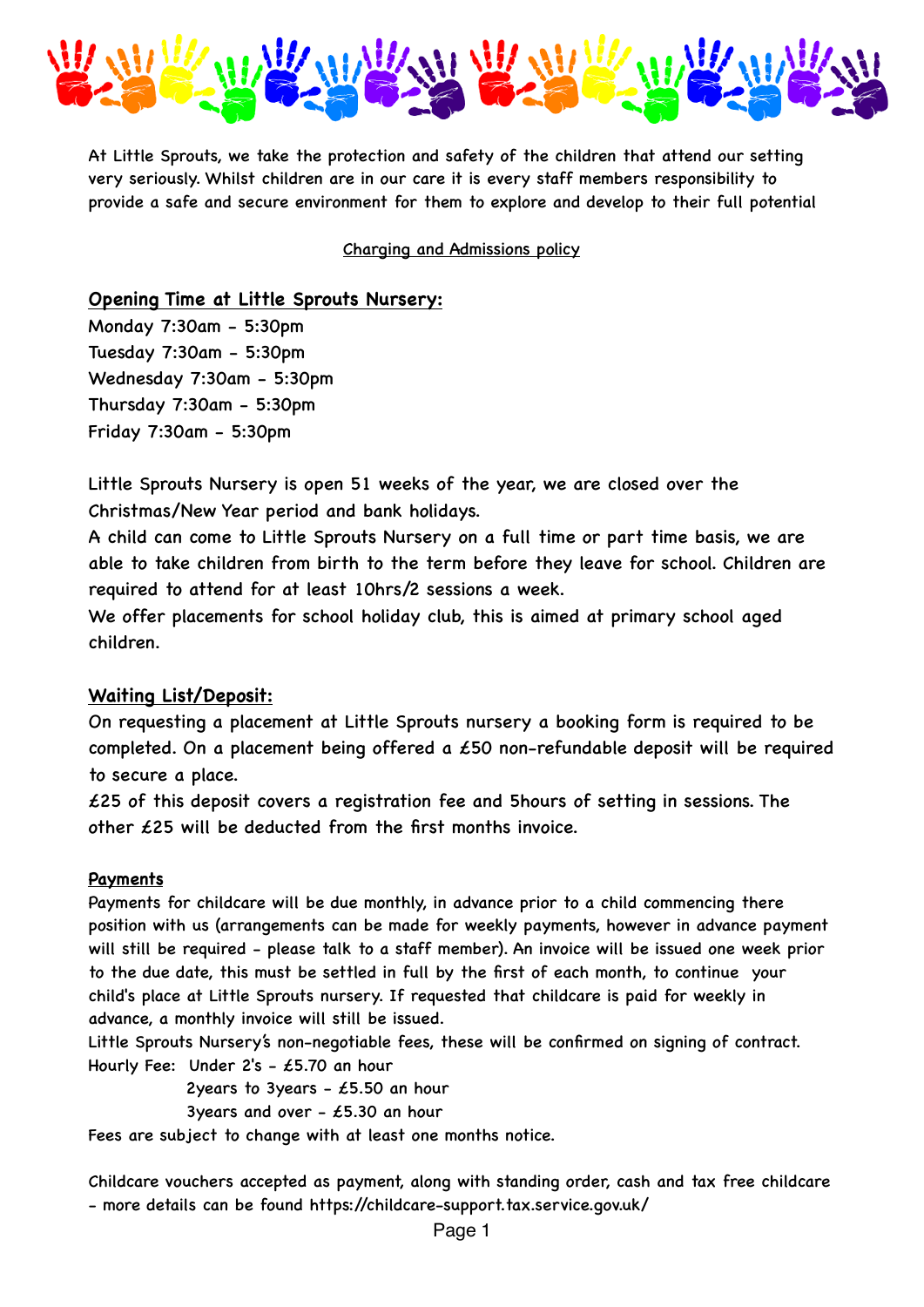At Little Sprouts, we take the protection and safety of the children that attend our setting very seriously. Whilst children are in our care it is every staff members responsibility to provide a safe and secure environment for them to explore and develop to their full potential

Charging and Admissions policy

## Opening Time at Little Sprouts Nursery:

Monday 7:30am - 5:30pm
Tuesday 7:30am - 5:30pm
Wednesday 7:30am - 5:30pm
Thursday 7:30am - 5:30pm
Friday 7:30am - 5:30pm

Little Sprouts Nursery is open 51 weeks of the year, we are closed over the Christmas/New Year period and bank holidays.
A child can come to Little Sprouts Nursery on a full time or part time basis, we are able to take children from birth to the term before they leave for school. Children are required to attend for at least 10hrs/2 sessions a week.
We offer placements for school holiday club, this is aimed at primary school aged children.

## Waiting List/Deposit:

On requesting a placement at Little Sprouts nursery a booking form is required to be completed. On a placement being offered a £50 non-refundable deposit will be required to secure a place.
£25 of this deposit covers a registration fee and 5hours of setting in sessions. The other £25 will be deducted from the first months invoice.

### Payments

Payments for childcare will be due monthly, in advance prior to a child commencing there position with us (arrangements can be made for weekly payments, however in advance payment will still be required - please talk to a staff member). An invoice will be issued one week prior to the due date, this must be settled in full by the first of each month, to continue your child's place at Little Sprouts nursery. If requested that childcare is paid for weekly in advance, a monthly invoice will still be issued.
Little Sprouts Nursery's non-negotiable fees, these will be confirmed on signing of contract.
Hourly Fee: Under 2's - £5.70 an hour
2years to 3years - £5.50 an hour
3years and over - £5.30 an hour
Fees are subject to change with at least one months notice.

Childcare vouchers accepted as payment, along with standing order, cash and tax free childcare - more details can be found https://childcare-support.tax.service.gov.uk/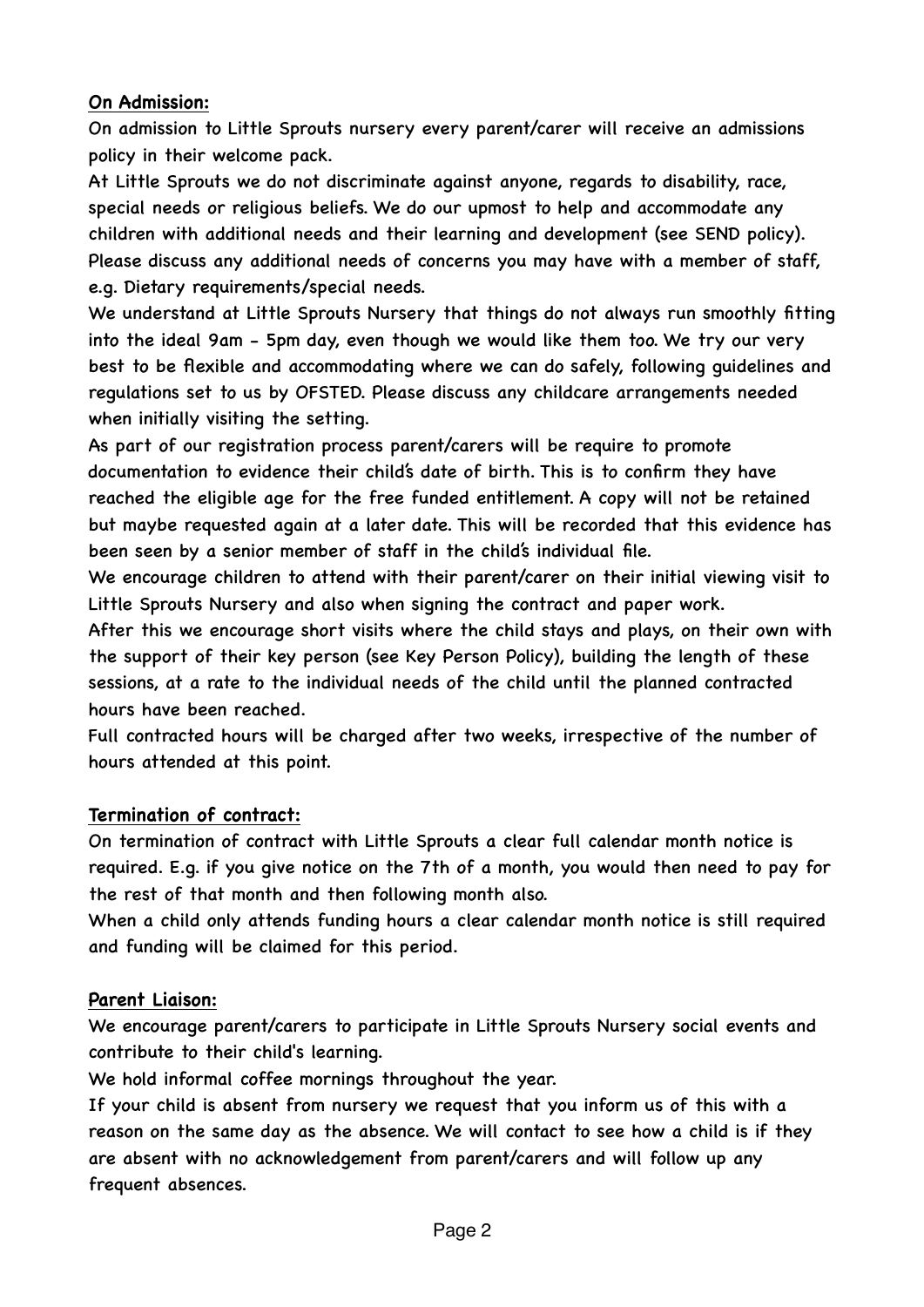**On Admission:**

On admission to Little Sprouts nursery every parent/carer will receive an admissions policy in their welcome pack.

At Little Sprouts we do not discriminate against anyone, regards to disability, race, special needs or religious beliefs. We do our upmost to help and accommodate any children with additional needs and their learning and development (see SEND policy). Please discuss any additional needs of concerns you may have with a member of staff, e.g. Dietary requirements/special needs.

We understand at Little Sprouts Nursery that things do not always run smoothly fitting into the ideal 9am - 5pm day, even though we would like them too. We try our very best to be flexible and accommodating where we can do safely, following guidelines and regulations set to us by OFSTED. Please discuss any childcare arrangements needed when initially visiting the setting.

As part of our registration process parent/carers will be require to promote documentation to evidence their child's date of birth. This is to confirm they have reached the eligible age for the free funded entitlement. A copy will not be retained but maybe requested again at a later date. This will be recorded that this evidence has been seen by a senior member of staff in the child's individual file.

We encourage children to attend with their parent/carer on their initial viewing visit to Little Sprouts Nursery and also when signing the contract and paper work.

After this we encourage short visits where the child stays and plays, on their own with the support of their key person (see Key Person Policy), building the length of these sessions, at a rate to the individual needs of the child until the planned contracted hours have been reached.

Full contracted hours will be charged after two weeks, irrespective of the number of hours attended at this point.

**Termination of contract:**

On termination of contract with Little Sprouts a clear full calendar month notice is required. E.g. if you give notice on the 7th of a month, you would then need to pay for the rest of that month and then following month also.

When a child only attends funding hours a clear calendar month notice is still required and funding will be claimed for this period.

**Parent Liaison:**

We encourage parent/carers to participate in Little Sprouts Nursery social events and contribute to their child's learning.

We hold informal coffee mornings throughout the year.

If your child is absent from nursery we request that you inform us of this with a reason on the same day as the absence. We will contact to see how a child is if they are absent with no acknowledgement from parent/carers and will follow up any frequent absences.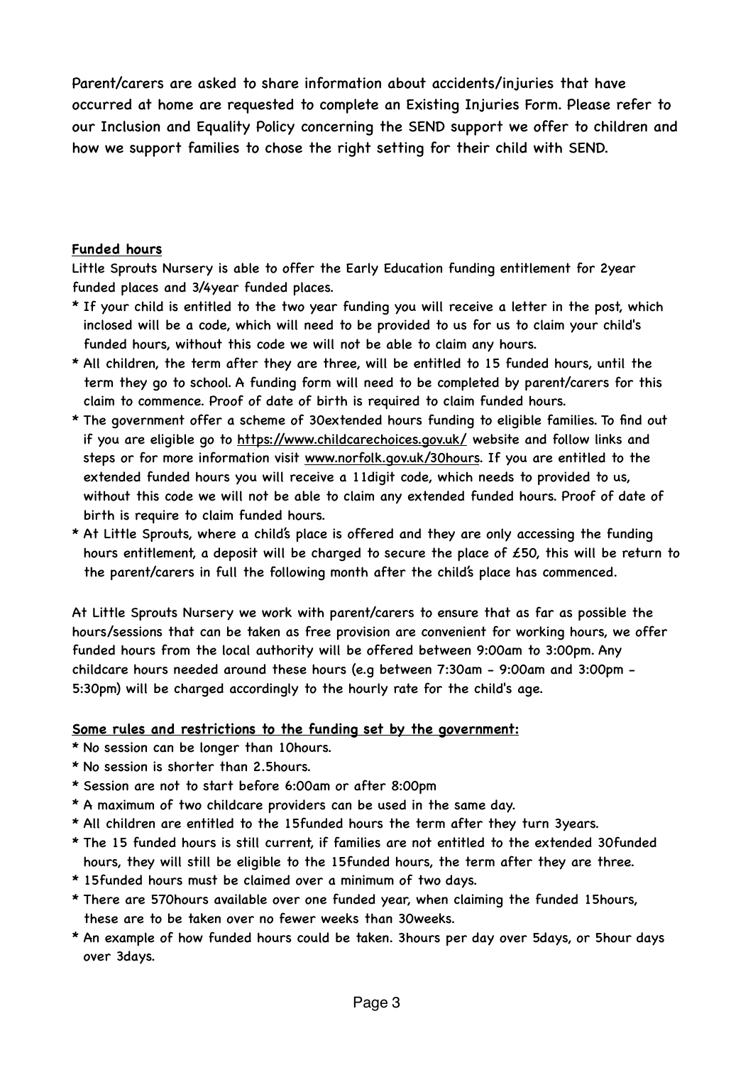Parent/carers are asked to share information about accidents/injuries that have occurred at home are requested to complete an Existing Injuries Form. Please refer to our Inclusion and Equality Policy concerning the SEND support we offer to children and how we support families to chose the right setting for their child with SEND.

**Funded hours**

Little Sprouts Nursery is able to offer the Early Education funding entitlement for 2year funded places and 3/4year funded places.

* If your child is entitled to the two year funding you will receive a letter in the post, which inclosed will be a code, which will need to be provided to us for us to claim your child's funded hours, without this code we will not be able to claim any hours.
* All children, the term after they are three, will be entitled to 15 funded hours, until the term they go to school. A funding form will need to be completed by parent/carers for this claim to commence. Proof of date of birth is required to claim funded hours.
* The government offer a scheme of 30extended hours funding to eligible families. To find out if you are eligible go to https://www.childcarechoices.gov.uk/ website and follow links and steps or for more information visit www.norfolk.gov.uk/30hours. If you are entitled to the extended funded hours you will receive a 11digit code, which needs to provided to us, without this code we will not be able to claim any extended funded hours. Proof of date of birth is require to claim funded hours.
* At Little Sprouts, where a child's place is offered and they are only accessing the funding hours entitlement, a deposit will be charged to secure the place of £50, this will be return to the parent/carers in full the following month after the child's place has commenced.

At Little Sprouts Nursery we work with parent/carers to ensure that as far as possible the hours/sessions that can be taken as free provision are convenient for working hours, we offer funded hours from the local authority will be offered between 9:00am to 3:00pm. Any childcare hours needed around these hours (e.g between 7:30am - 9:00am and 3:00pm - 5:30pm) will be charged accordingly to the hourly rate for the child's age.

**Some rules and restrictions to the funding set by the government:**

* No session can be longer than 10hours.
* No session is shorter than 2.5hours.
* Session are not to start before 6:00am or after 8:00pm
* A maximum of two childcare providers can be used in the same day.
* All children are entitled to the 15funded hours the term after they turn 3years.
* The 15 funded hours is still current, if families are not entitled to the extended 30funded hours, they will still be eligible to the 15funded hours, the term after they are three.
* 15funded hours must be claimed over a minimum of two days.
* There are 570hours available over one funded year, when claiming the funded 15hours, these are to be taken over no fewer weeks than 30weeks.
* An example of how funded hours could be taken. 3hours per day over 5days, or 5hour days over 3days.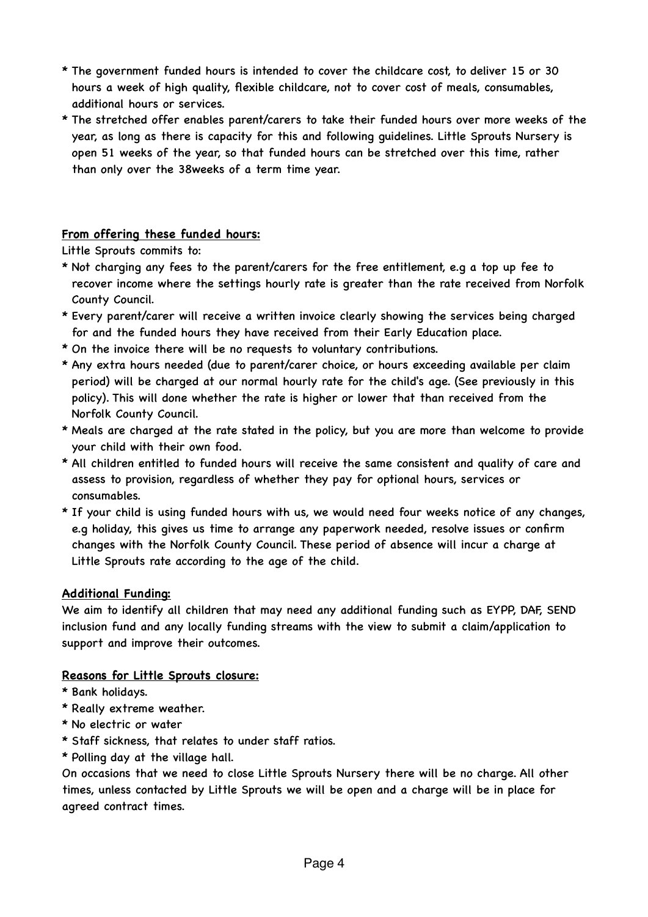* The government funded hours is intended to cover the childcare cost, to deliver 15 or 30 hours a week of high quality, flexible childcare, not to cover cost of meals, consumables, additional hours or services.
* The stretched offer enables parent/carers to take their funded hours over more weeks of the year, as long as there is capacity for this and following guidelines. Little Sprouts Nursery is open 51 weeks of the year, so that funded hours can be stretched over this time, rather than only over the 38weeks of a term time year.

**From offering these funded hours:**

Little Sprouts commits to:

* Not charging any fees to the parent/carers for the free entitlement, e.g a top up fee to recover income where the settings hourly rate is greater than the rate received from Norfolk County Council.
* Every parent/carer will receive a written invoice clearly showing the services being charged for and the funded hours they have received from their Early Education place.
* On the invoice there will be no requests to voluntary contributions.
* Any extra hours needed (due to parent/carer choice, or hours exceeding available per claim period) will be charged at our normal hourly rate for the child's age. (See previously in this policy). This will done whether the rate is higher or lower that than received from the Norfolk County Council.
* Meals are charged at the rate stated in the policy, but you are more than welcome to provide your child with their own food.
* All children entitled to funded hours will receive the same consistent and quality of care and assess to provision, regardless of whether they pay for optional hours, services or consumables.
* If your child is using funded hours with us, we would need four weeks notice of any changes, e.g holiday, this gives us time to arrange any paperwork needed, resolve issues or confirm changes with the Norfolk County Council. These period of absence will incur a charge at Little Sprouts rate according to the age of the child.

**Additional Funding:**

We aim to identify all children that may need any additional funding such as EYPP, DAF, SEND inclusion fund and any locally funding streams with the view to submit a claim/application to support and improve their outcomes.

**Reasons for Little Sprouts closure:**

* Bank holidays.
* Really extreme weather.
* No electric or water
* Staff sickness, that relates to under staff ratios.
* Polling day at the village hall.

On occasions that we need to close Little Sprouts Nursery there will be no charge. All other times, unless contacted by Little Sprouts we will be open and a charge will be in place for agreed contract times.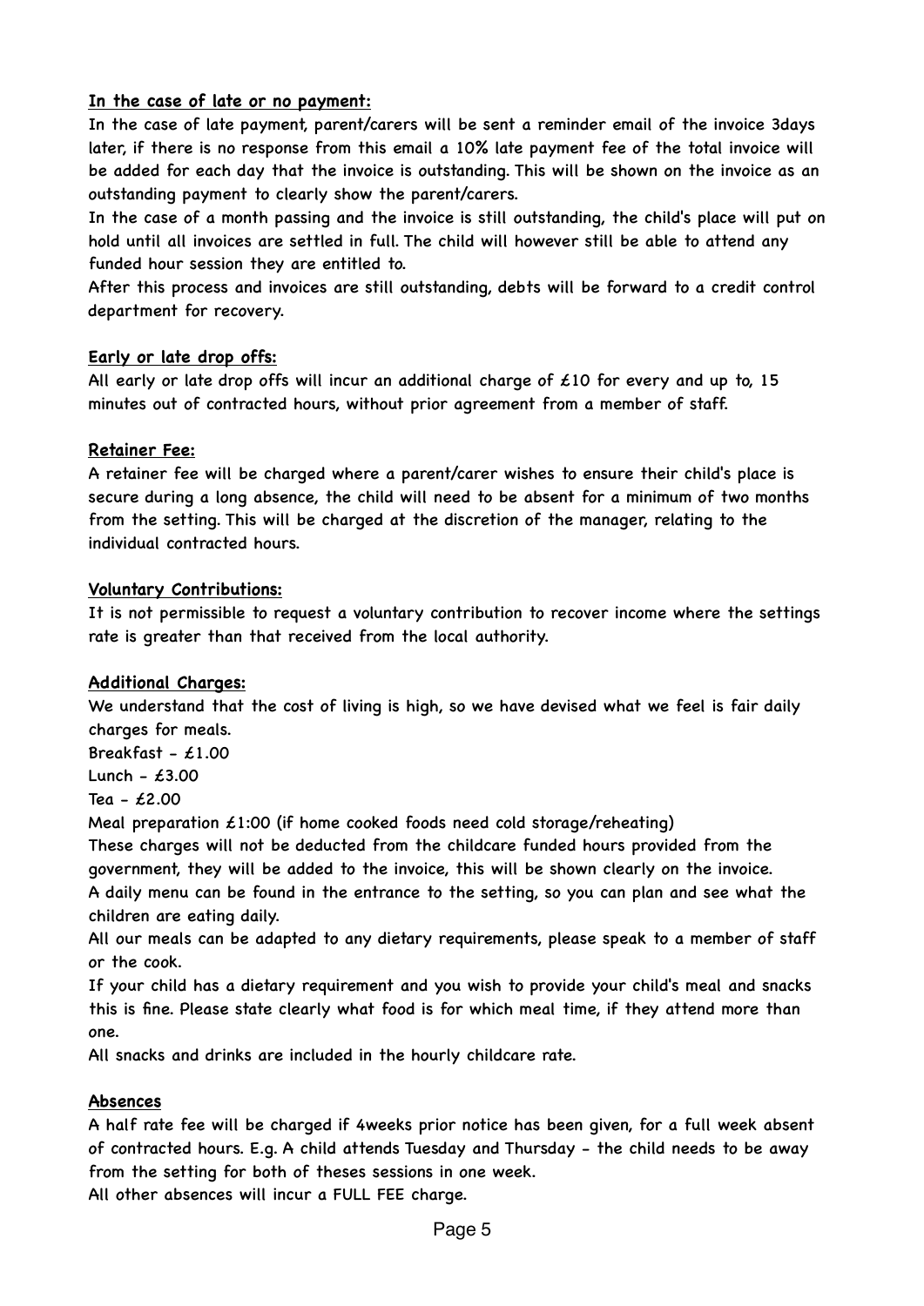**In the case of late or no payment:**

In the case of late payment, parent/carers will be sent a reminder email of the invoice 3days later, if there is no response from this email a 10% late payment fee of the total invoice will be added for each day that the invoice is outstanding. This will be shown on the invoice as an outstanding payment to clearly show the parent/carers.

In the case of a month passing and the invoice is still outstanding, the child's place will put on hold until all invoices are settled in full. The child will however still be able to attend any funded hour session they are entitled to.

After this process and invoices are still outstanding, debts will be forward to a credit control department for recovery.

**Early or late drop offs:**

All early or late drop offs will incur an additional charge of £10 for every and up to, 15 minutes out of contracted hours, without prior agreement from a member of staff.

**Retainer Fee:**

A retainer fee will be charged where a parent/carer wishes to ensure their child's place is secure during a long absence, the child will need to be absent for a minimum of two months from the setting. This will be charged at the discretion of the manager, relating to the individual contracted hours.

**Voluntary Contributions:**

It is not permissible to request a voluntary contribution to recover income where the settings rate is greater than that received from the local authority.

**Additional Charges:**

We understand that the cost of living is high, so we have devised what we feel is fair daily charges for meals.

Breakfast - £1.00

Lunch - £3.00

Tea - £2.00

Meal preparation £1:00 (if home cooked foods need cold storage/reheating)

These charges will not be deducted from the childcare funded hours provided from the government, they will be added to the invoice, this will be shown clearly on the invoice.

A daily menu can be found in the entrance to the setting, so you can plan and see what the children are eating daily.

All our meals can be adapted to any dietary requirements, please speak to a member of staff or the cook.

If your child has a dietary requirement and you wish to provide your child's meal and snacks this is fine. Please state clearly what food is for which meal time, if they attend more than one.

All snacks and drinks are included in the hourly childcare rate.

**Absences**

A half rate fee will be charged if 4weeks prior notice has been given, for a full week absent of contracted hours. E.g. A child attends Tuesday and Thursday - the child needs to be away from the setting for both of theses sessions in one week.

All other absences will incur a FULL FEE charge.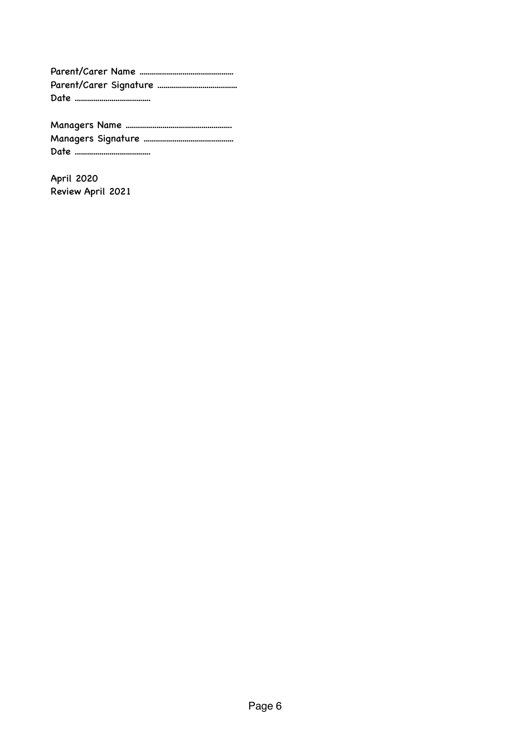Parent/Carer Name ..............................................
Parent/Carer Signature .......................................
Date .....................................

Managers Name ....................................................
Managers Signature ............................................
Date .....................................

April 2020
Review April 2021